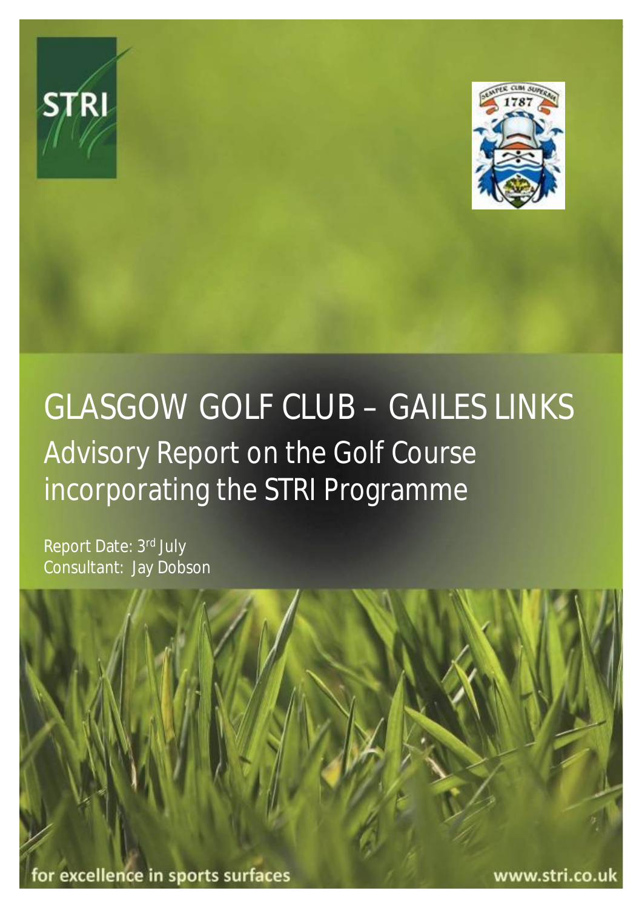STRI

# GLASGOW GOLF CLUB – GAILES LINKS

## Advisory Report on the Golf Course incorporating the STRI Programme

Report Date: 3rd July
Consultant: Jay Dobson

for excellence in sports surfaces

www.stri.co.uk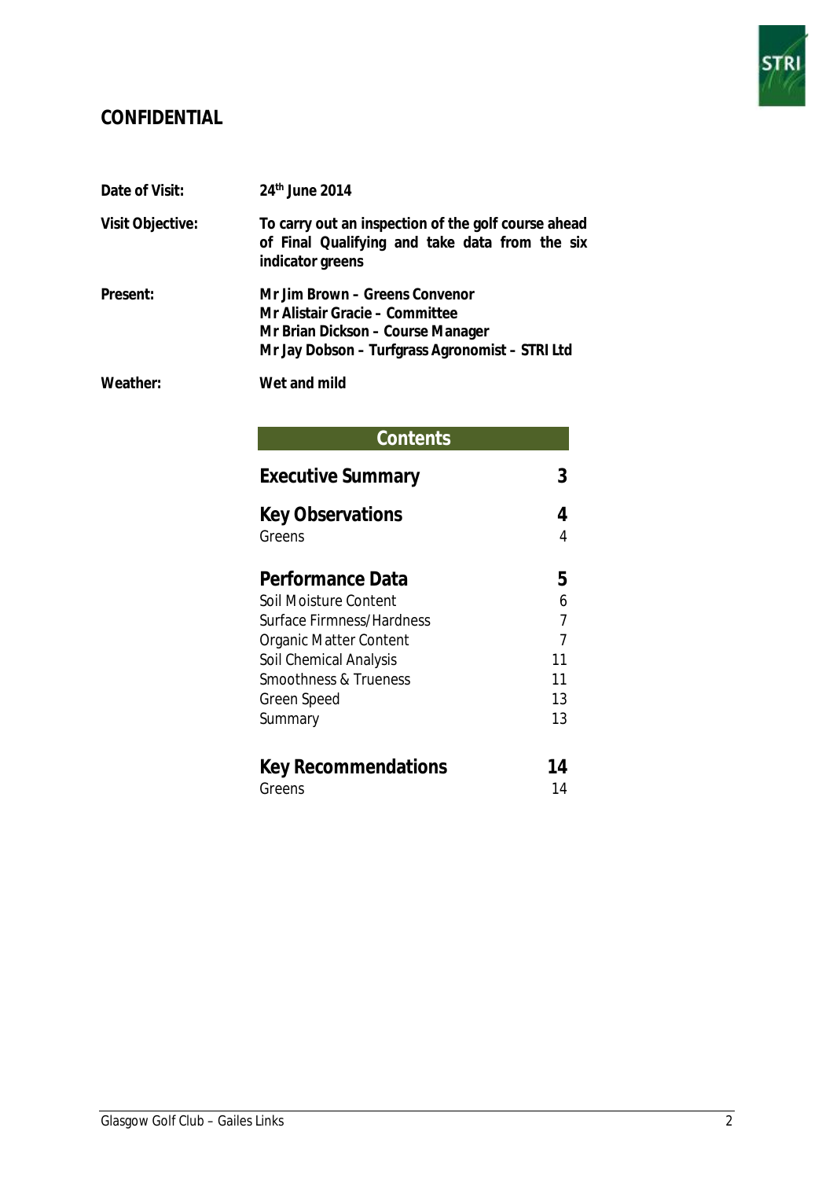**CONFIDENTIAL**

| | |
|---|---|
| **Date of Visit:** | **24th June 2014** |
| **Visit Objective:** | **To carry out an inspection of the golf course ahead of Final Qualifying and take data from the six indicator greens** |
| **Present:** | **Mr Jim Brown – Greens Convenor**<br>**Mr Alistair Gracie – Committee**<br>**Mr Brian Dickson – Course Manager**<br>**Mr Jay Dobson – Turfgrass Agronomist – STRI Ltd** |
| **Weather:** | **Wet and mild** |

## Contents

| | |
|---|---|
| **Executive Summary** | **3** |
| **Key Observations** | **4** |
| Greens | 4 |
| **Performance Data** | **5** |
| Soil Moisture Content | 6 |
| Surface Firmness/Hardness | 7 |
| Organic Matter Content | 7 |
| Soil Chemical Analysis | 11 |
| Smoothness & Trueness | 11 |
| Green Speed | 13 |
| Summary | 13 |
| **Key Recommendations** | **14** |
| Greens | 14 |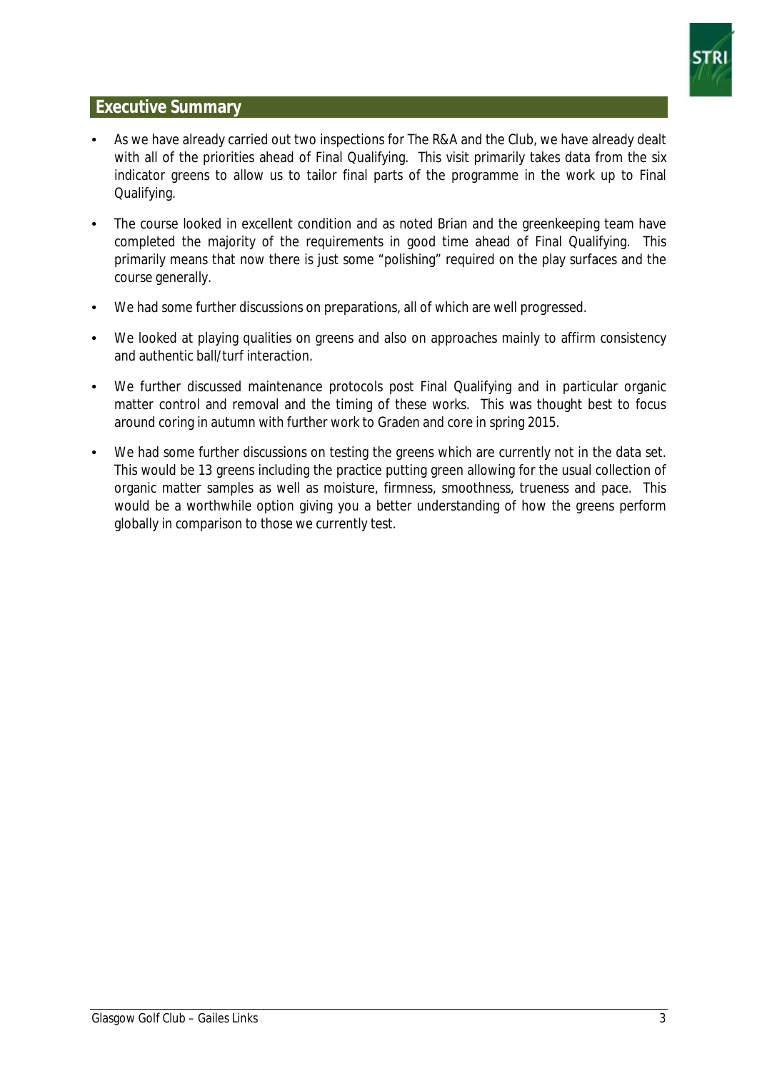## Executive Summary

- As we have already carried out two inspections for The R&A and the Club, we have already dealt with all of the priorities ahead of Final Qualifying. This visit primarily takes data from the six indicator greens to allow us to tailor final parts of the programme in the work up to Final Qualifying.
- The course looked in excellent condition and as noted Brian and the greenkeeping team have completed the majority of the requirements in good time ahead of Final Qualifying. This primarily means that now there is just some "polishing" required on the play surfaces and the course generally.
- We had some further discussions on preparations, all of which are well progressed.
- We looked at playing qualities on greens and also on approaches mainly to affirm consistency and authentic ball/turf interaction.
- We further discussed maintenance protocols post Final Qualifying and in particular organic matter control and removal and the timing of these works. This was thought best to focus around coring in autumn with further work to Graden and core in spring 2015.
- We had some further discussions on testing the greens which are currently not in the data set. This would be 13 greens including the practice putting green allowing for the usual collection of organic matter samples as well as moisture, firmness, smoothness, trueness and pace. This would be a worthwhile option giving you a better understanding of how the greens perform globally in comparison to those we currently test.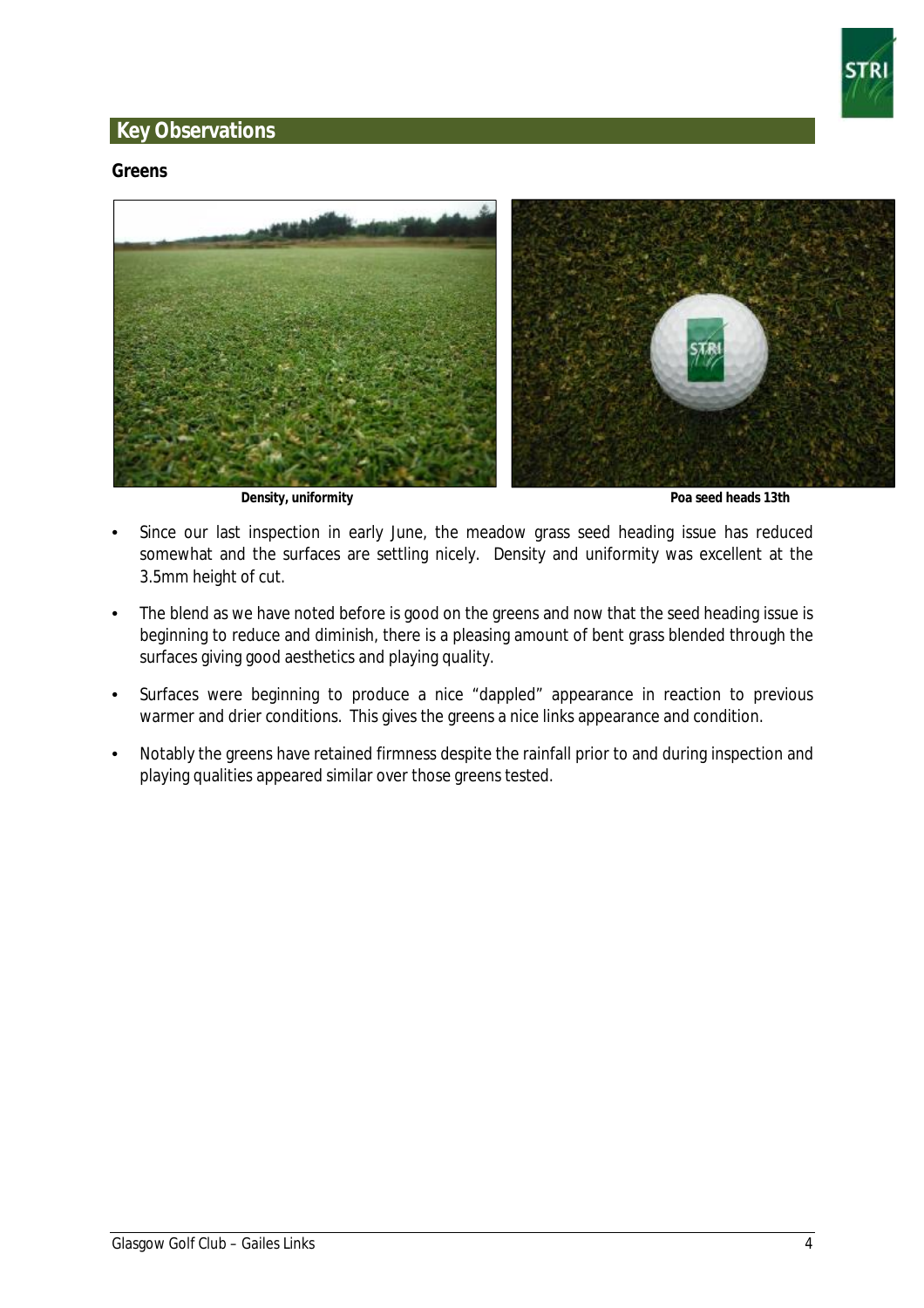## Key Observations

### Greens

Density, uniformity

Poa seed heads 13th

- Since our last inspection in early June, the meadow grass seed heading issue has reduced somewhat and the surfaces are settling nicely. Density and uniformity was excellent at the 3.5mm height of cut.
- The blend as we have noted before is good on the greens and now that the seed heading issue is beginning to reduce and diminish, there is a pleasing amount of bent grass blended through the surfaces giving good aesthetics and playing quality.
- Surfaces were beginning to produce a nice "dappled" appearance in reaction to previous warmer and drier conditions. This gives the greens a nice links appearance and condition.
- Notably the greens have retained firmness despite the rainfall prior to and during inspection and playing qualities appeared similar over those greens tested.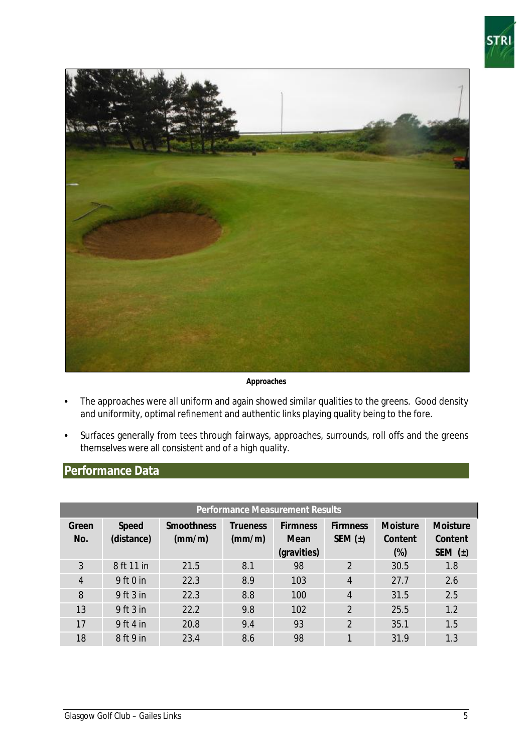Approaches

- The approaches were all uniform and again showed similar qualities to the greens. Good density and uniformity, optimal refinement and authentic links playing quality being to the fore.
- Surfaces generally from tees through fairways, approaches, surrounds, roll offs and the greens themselves were all consistent and of a high quality.

## Performance Data

| Performance Measurement Results | | | | | | | |
|---|---|---|---|---|---|---|---|
| Green No. | Speed (distance) | Smoothness (mm/m) | Trueness (mm/m) | Firmness Mean (gravities) | Firmness SEM (±) | Moisture Content (%) | Moisture Content SEM (±) |
| 3 | 8 ft 11 in | 21.5 | 8.1 | 98 | 2 | 30.5 | 1.8 |
| 4 | 9 ft 0 in | 22.3 | 8.9 | 103 | 4 | 27.7 | 2.6 |
| 8 | 9 ft 3 in | 22.3 | 8.8 | 100 | 4 | 31.5 | 2.5 |
| 13 | 9 ft 3 in | 22.2 | 9.8 | 102 | 2 | 25.5 | 1.2 |
| 17 | 9 ft 4 in | 20.8 | 9.4 | 93 | 2 | 35.1 | 1.5 |
| 18 | 8 ft 9 in | 23.4 | 8.6 | 98 | 1 | 31.9 | 1.3 |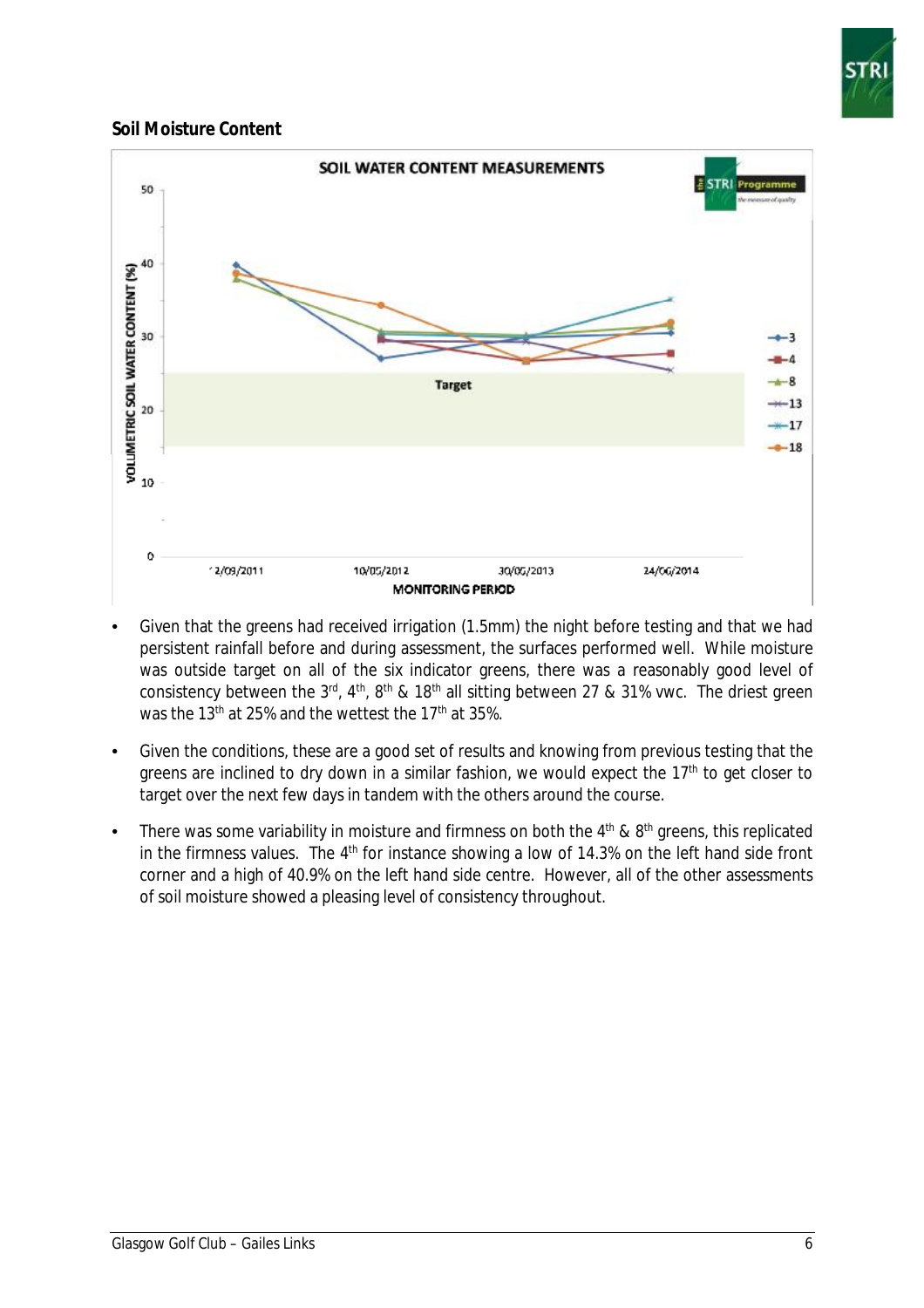**Soil Moisture Content**

- Given that the greens had received irrigation (1.5mm) the night before testing and that we had persistent rainfall before and during assessment, the surfaces performed well. While moisture was outside target on all of the six indicator greens, there was a reasonably good level of consistency between the 3rd, 4th, 8th & 18th all sitting between 27 & 31% vwc. The driest green was the 13th at 25% and the wettest the 17th at 35%.

- Given the conditions, these are a good set of results and knowing from previous testing that the greens are inclined to dry down in a similar fashion, we would expect the 17th to get closer to target over the next few days in tandem with the others around the course.

- There was some variability in moisture and firmness on both the 4th & 8th greens, this replicated in the firmness values. The 4th for instance showing a low of 14.3% on the left hand side front corner and a high of 40.9% on the left hand side centre. However, all of the other assessments of soil moisture showed a pleasing level of consistency throughout.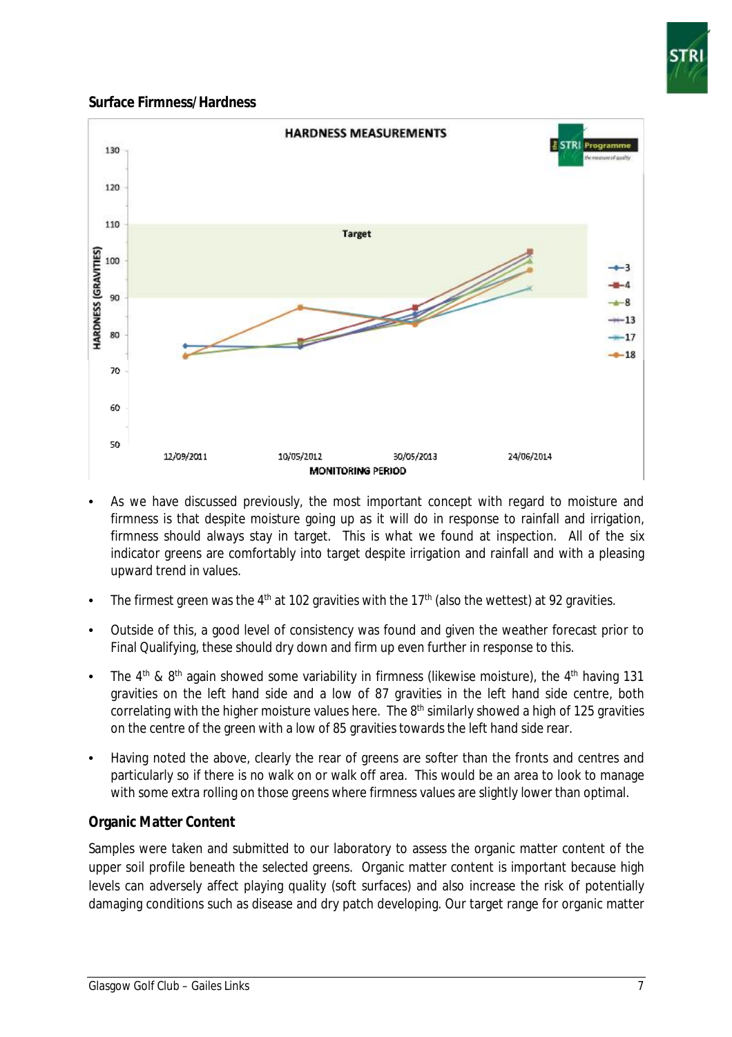**Surface Firmness/Hardness**

- As we have discussed previously, the most important concept with regard to moisture and firmness is that despite moisture going up as it will do in response to rainfall and irrigation, firmness should always stay in target. This is what we found at inspection. All of the six indicator greens are comfortably into target despite irrigation and rainfall and with a pleasing upward trend in values.
- The firmest green was the 4th at 102 gravities with the 17th (also the wettest) at 92 gravities.
- Outside of this, a good level of consistency was found and given the weather forecast prior to Final Qualifying, these should dry down and firm up even further in response to this.
- The 4th & 8th again showed some variability in firmness (likewise moisture), the 4th having 131 gravities on the left hand side and a low of 87 gravities in the left hand side centre, both correlating with the higher moisture values here. The 8th similarly showed a high of 125 gravities on the centre of the green with a low of 85 gravities towards the left hand side rear.
- Having noted the above, clearly the rear of greens are softer than the fronts and centres and particularly so if there is no walk on or walk off area. This would be an area to look to manage with some extra rolling on those greens where firmness values are slightly lower than optimal.

**Organic Matter Content**

Samples were taken and submitted to our laboratory to assess the organic matter content of the upper soil profile beneath the selected greens. Organic matter content is important because high levels can adversely affect playing quality (soft surfaces) and also increase the risk of potentially damaging conditions such as disease and dry patch developing. Our target range for organic matter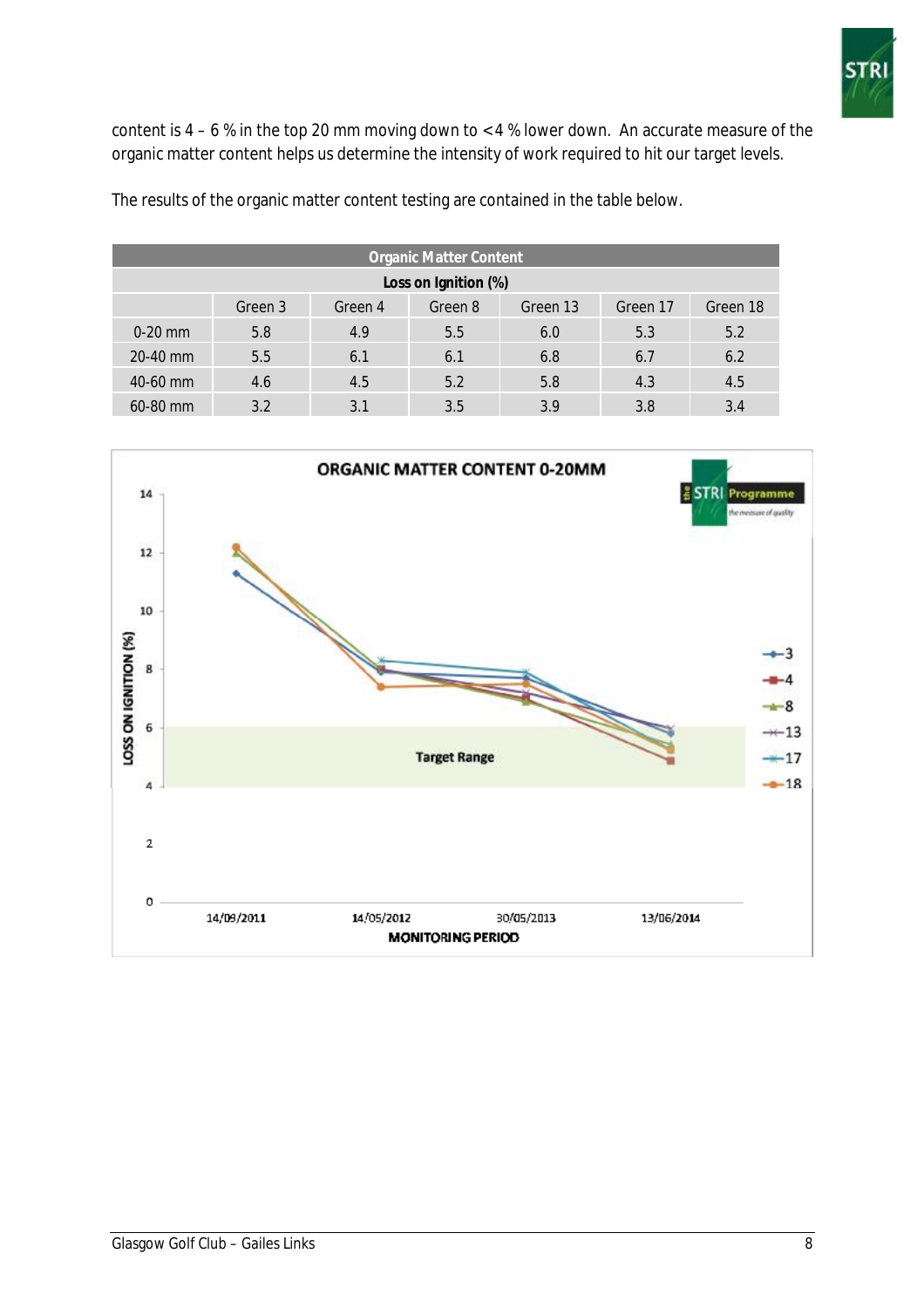content is 4 – 6 % in the top 20 mm moving down to <4 % lower down. An accurate measure of the organic matter content helps us determine the intensity of work required to hit our target levels.

The results of the organic matter content testing are contained in the table below.

| Organic Matter Content | | | | | | |
|---|---|---|---|---|---|---|
| **Loss on Ignition (%)** | | | | | | |
| | Green 3 | Green 4 | Green 8 | Green 13 | Green 17 | Green 18 |
| 0-20 mm | 5.8 | 4.9 | 5.5 | 6.0 | 5.3 | 5.2 |
| 20-40 mm | 5.5 | 6.1 | 6.1 | 6.8 | 6.7 | 6.2 |
| 40-60 mm | 4.6 | 4.5 | 5.2 | 5.8 | 4.3 | 4.5 |
| 60-80 mm | 3.2 | 3.1 | 3.5 | 3.9 | 3.8 | 3.4 |

**ORGANIC MATTER CONTENT 0-20MM**

LOSS ON IGNITION (%) vs MONITORING PERIOD (14/09/2011, 14/05/2012, 30/05/2013, 13/06/2014); Target Range 4–6; series: 3, 4, 8, 13, 17, 18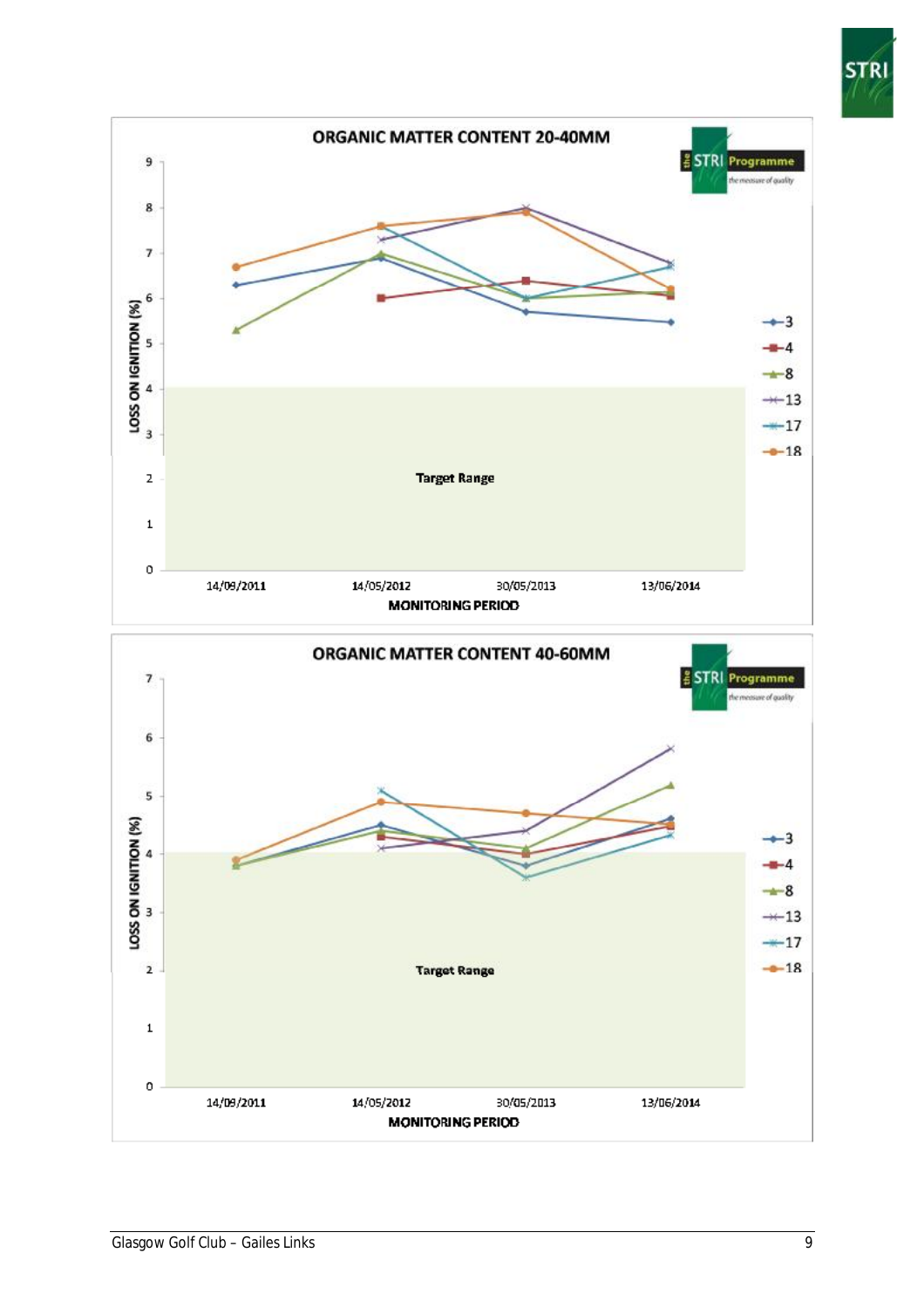## ORGANIC MATTER CONTENT 20-40MM

LOSS ON IGNITION (%)

Target Range

MONITORING PERIOD

14/09/2011 | 14/05/2012 | 30/05/2013 | 13/06/2014

Legend: 3, 4, 8, 13, 17, 18

## ORGANIC MATTER CONTENT 40-60MM

LOSS ON IGNITION (%)

Target Range

MONITORING PERIOD

14/09/2011 | 14/05/2012 | 30/05/2013 | 13/06/2014

Legend: 3, 4, 8, 13, 17, 18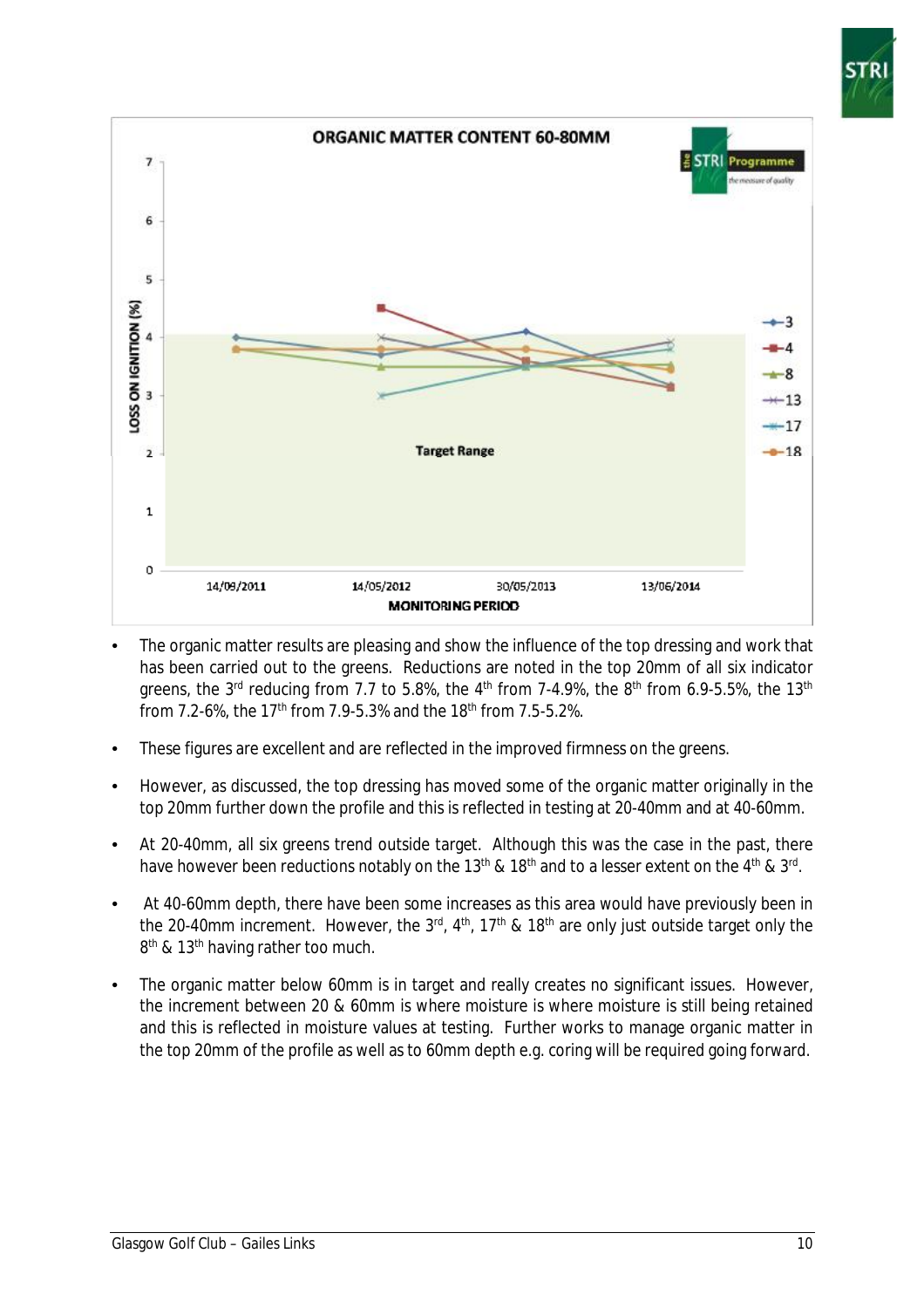- The organic matter results are pleasing and show the influence of the top dressing and work that has been carried out to the greens. Reductions are noted in the top 20mm of all six indicator greens, the 3rd reducing from 7.7 to 5.8%, the 4th from 7-4.9%, the 8th from 6.9-5.5%, the 13th from 7.2-6%, the 17th from 7.9-5.3% and the 18th from 7.5-5.2%.

- These figures are excellent and are reflected in the improved firmness on the greens.

- However, as discussed, the top dressing has moved some of the organic matter originally in the top 20mm further down the profile and this is reflected in testing at 20-40mm and at 40-60mm.

- At 20-40mm, all six greens trend outside target. Although this was the case in the past, there have however been reductions notably on the 13th & 18th and to a lesser extent on the 4th & 3rd.

- At 40-60mm depth, there have been some increases as this area would have previously been in the 20-40mm increment. However, the 3rd, 4th, 17th & 18th are only just outside target only the 8th & 13th having rather too much.

- The organic matter below 60mm is in target and really creates no significant issues. However, the increment between 20 & 60mm is where moisture is where moisture is still being retained and this is reflected in moisture values at testing. Further works to manage organic matter in the top 20mm of the profile as well as to 60mm depth e.g. coring will be required going forward.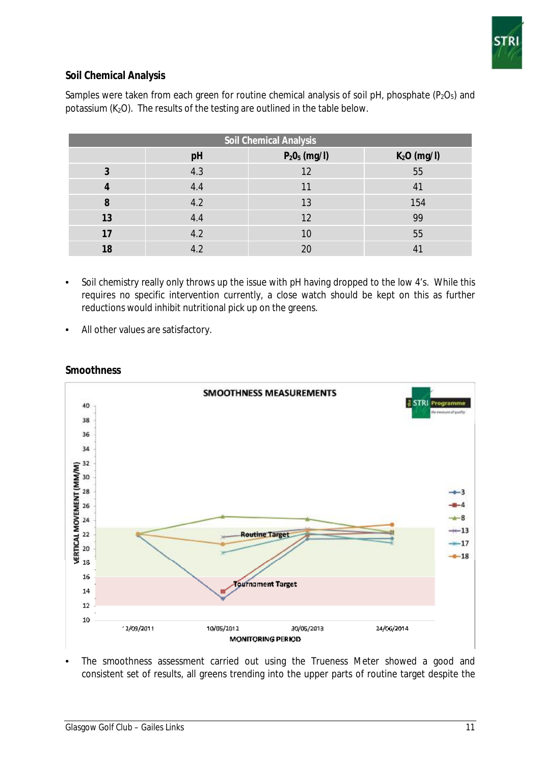## Soil Chemical Analysis

Samples were taken from each green for routine chemical analysis of soil pH, phosphate ($P_2O_5$) and potassium ($K_2O$). The results of the testing are outlined in the table below.

| Soil Chemical Analysis | | | |
|---|---|---|---|
| | pH | $P_2O_5$ (mg/l) | $K_2O$ (mg/l) |
| **3** | 4.3 | 12 | 55 |
| **4** | 4.4 | 11 | 41 |
| **8** | 4.2 | 13 | 154 |
| **13** | 4.4 | 12 | 99 |
| **17** | 4.2 | 10 | 55 |
| **18** | 4.2 | 20 | 41 |

- Soil chemistry really only throws up the issue with pH having dropped to the low 4's. While this requires no specific intervention currently, a close watch should be kept on this as further reductions would inhibit nutritional pick up on the greens.
- All other values are satisfactory.

## Smoothness

- The smoothness assessment carried out using the Trueness Meter showed a good and consistent set of results, all greens trending into the upper parts of routine target despite the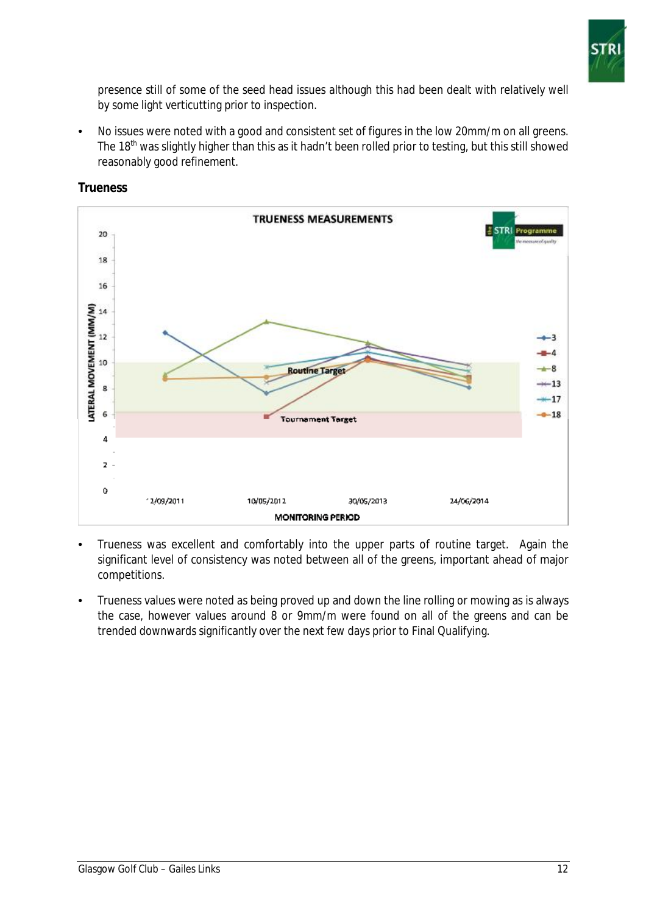presence still of some of the seed head issues although this had been dealt with relatively well by some light verticutting prior to inspection.

- No issues were noted with a good and consistent set of figures in the low 20mm/m on all greens. The 18th was slightly higher than this as it hadn't been rolled prior to testing, but this still showed reasonably good refinement.

**Trueness**

- Trueness was excellent and comfortably into the upper parts of routine target. Again the significant level of consistency was noted between all of the greens, important ahead of major competitions.

- Trueness values were noted as being proved up and down the line rolling or mowing as is always the case, however values around 8 or 9mm/m were found on all of the greens and can be trended downwards significantly over the next few days prior to Final Qualifying.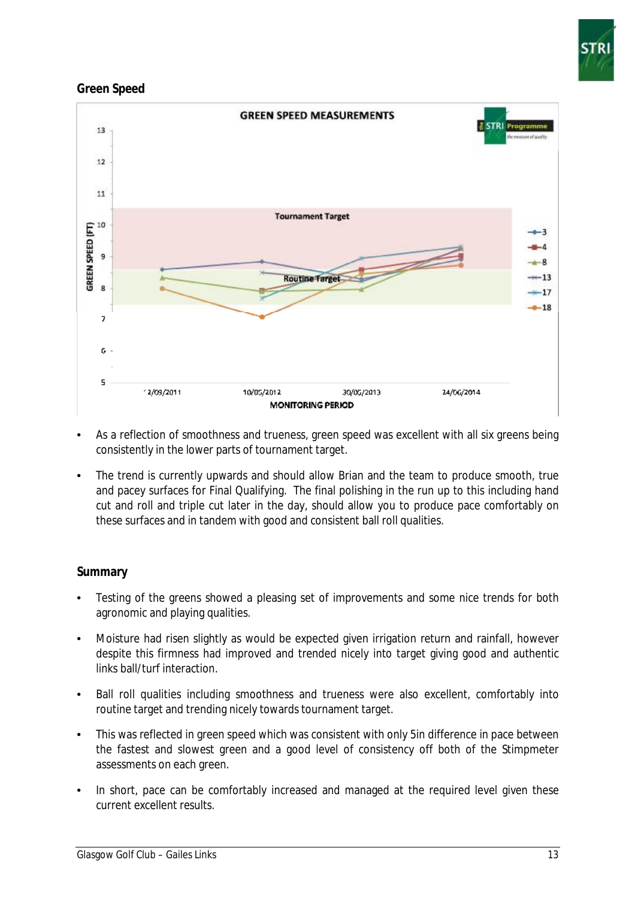## Green Speed

- As a reflection of smoothness and trueness, green speed was excellent with all six greens being consistently in the lower parts of tournament target.
- The trend is currently upwards and should allow Brian and the team to produce smooth, true and pacey surfaces for Final Qualifying. The final polishing in the run up to this including hand cut and roll and triple cut later in the day, should allow you to produce pace comfortably on these surfaces and in tandem with good and consistent ball roll qualities.

## Summary

- Testing of the greens showed a pleasing set of improvements and some nice trends for both agronomic and playing qualities.
- Moisture had risen slightly as would be expected given irrigation return and rainfall, however despite this firmness had improved and trended nicely into target giving good and authentic links ball/turf interaction.
- Ball roll qualities including smoothness and trueness were also excellent, comfortably into routine target and trending nicely towards tournament target.
- This was reflected in green speed which was consistent with only 5in difference in pace between the fastest and slowest green and a good level of consistency off both of the Stimpmeter assessments on each green.
- In short, pace can be comfortably increased and managed at the required level given these current excellent results.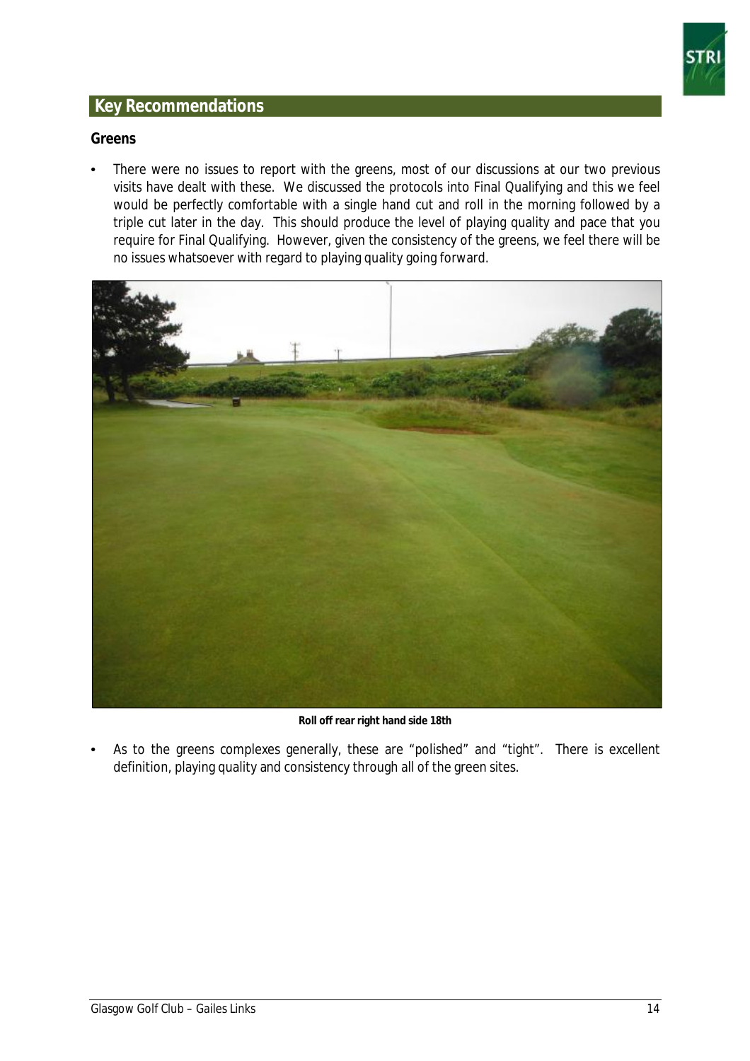## Key Recommendations

### Greens

- There were no issues to report with the greens, most of our discussions at our two previous visits have dealt with these. We discussed the protocols into Final Qualifying and this we feel would be perfectly comfortable with a single hand cut and roll in the morning followed by a triple cut later in the day. This should produce the level of playing quality and pace that you require for Final Qualifying. However, given the consistency of the greens, we feel there will be no issues whatsoever with regard to playing quality going forward.

**Roll off rear right hand side 18th**

- As to the greens complexes generally, these are "polished" and "tight". There is excellent definition, playing quality and consistency through all of the green sites.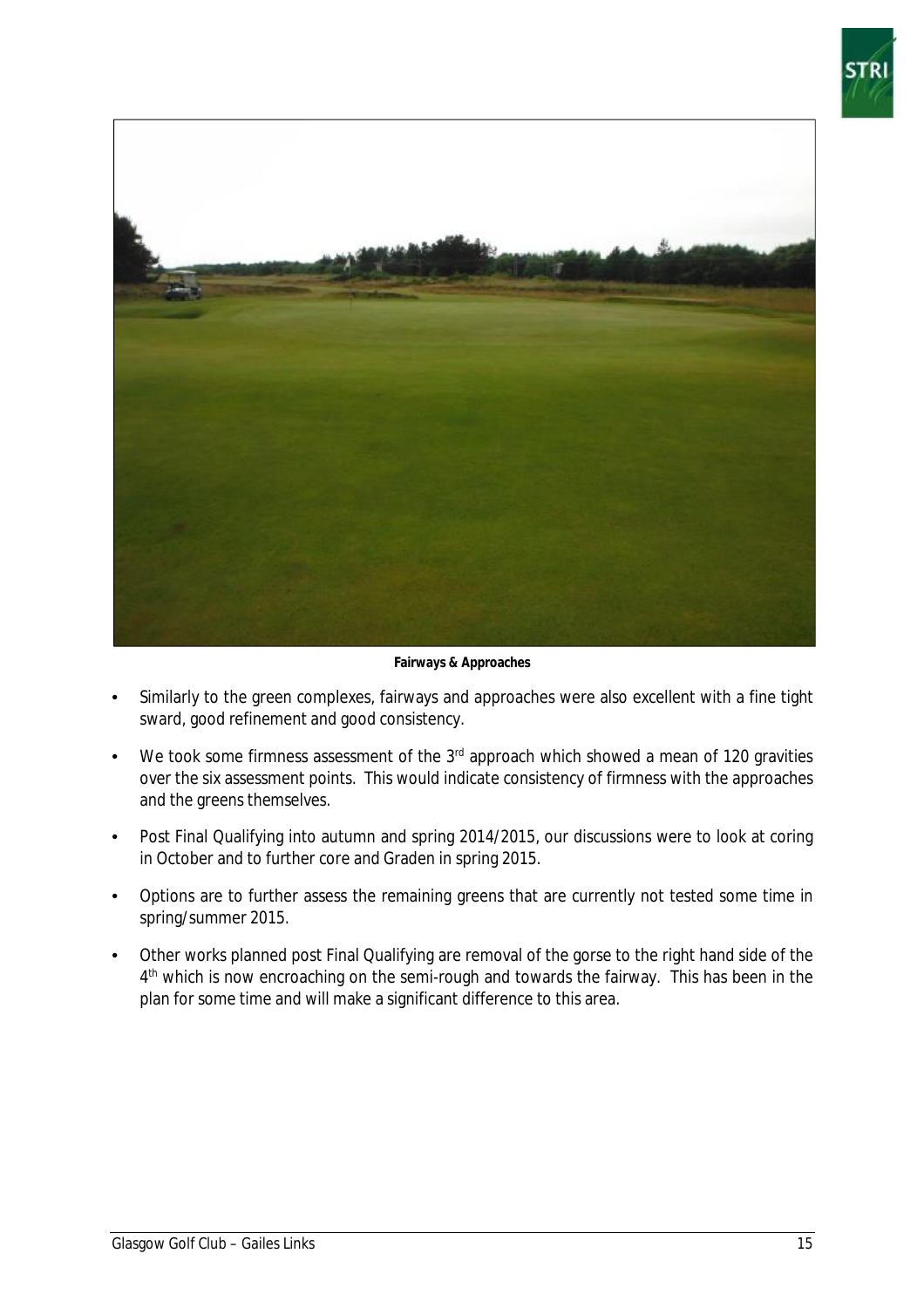**Fairways & Approaches**

- Similarly to the green complexes, fairways and approaches were also excellent with a fine tight sward, good refinement and good consistency.
- We took some firmness assessment of the 3rd approach which showed a mean of 120 gravities over the six assessment points. This would indicate consistency of firmness with the approaches and the greens themselves.
- Post Final Qualifying into autumn and spring 2014/2015, our discussions were to look at coring in October and to further core and Graden in spring 2015.
- Options are to further assess the remaining greens that are currently not tested some time in spring/summer 2015.
- Other works planned post Final Qualifying are removal of the gorse to the right hand side of the 4th which is now encroaching on the semi-rough and towards the fairway. This has been in the plan for some time and will make a significant difference to this area.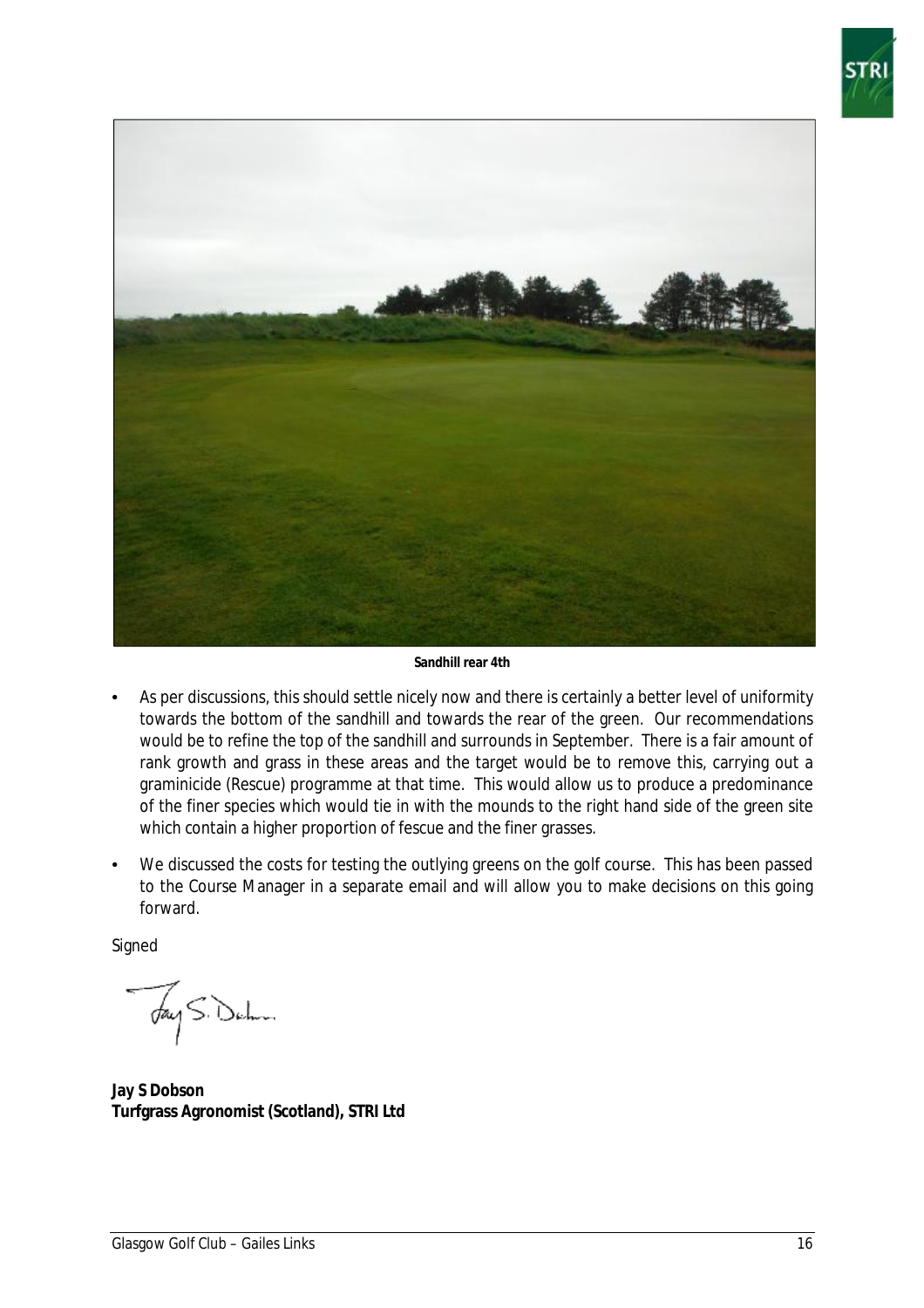Sandhill rear 4th

- As per discussions, this should settle nicely now and there is certainly a better level of uniformity towards the bottom of the sandhill and towards the rear of the green. Our recommendations would be to refine the top of the sandhill and surrounds in September. There is a fair amount of rank growth and grass in these areas and the target would be to remove this, carrying out a graminicide (Rescue) programme at that time. This would allow us to produce a predominance of the finer species which would tie in with the mounds to the right hand side of the green site which contain a higher proportion of fescue and the finer grasses.

- We discussed the costs for testing the outlying greens on the golf course. This has been passed to the Course Manager in a separate email and will allow you to make decisions on this going forward.

Signed

**Jay S Dobson**
**Turfgrass Agronomist (Scotland), STRI Ltd**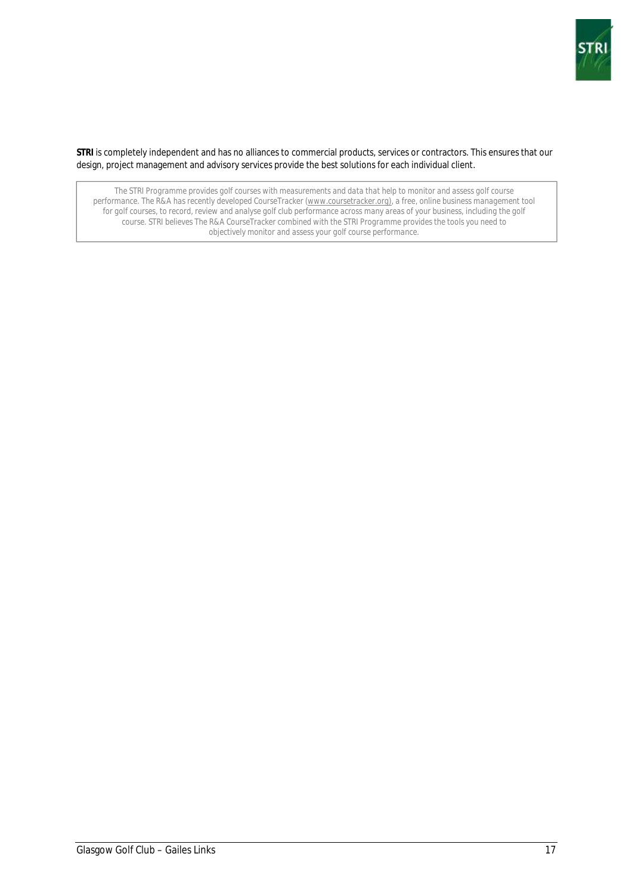**STRI** is completely independent and has no alliances to commercial products, services or contractors. This ensures that our design, project management and advisory services provide the best solutions for each individual client.

> The STRI Programme provides golf courses with measurements and data that help to monitor and assess golf course performance. The R&A has recently developed CourseTracker (www.coursetracker.org), a free, online business management tool for golf courses, to record, review and analyse golf club performance across many areas of your business, including the golf course. STRI believes The R&A CourseTracker combined with the STRI Programme provides the tools you need to objectively monitor and assess your golf course performance.